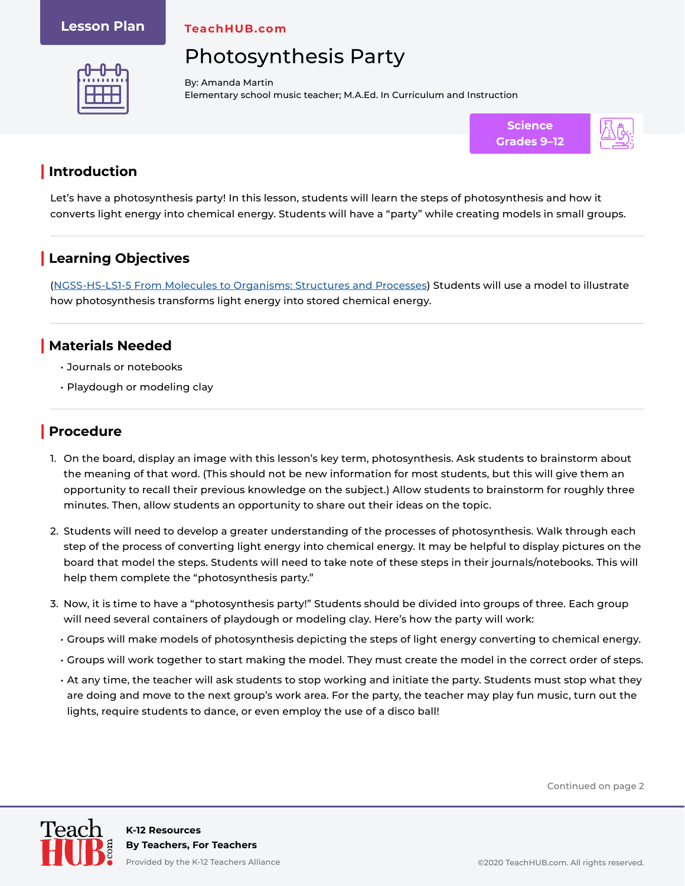Lesson Plan

TeachHUB.com

# Photosynthesis Party

By: Amanda Martin
Elementary school music teacher; M.A.Ed. In Curriculum and Instruction

Science
Grades 9–12

## Introduction

Let's have a photosynthesis party! In this lesson, students will learn the steps of photosynthesis and how it converts light energy into chemical energy. Students will have a "party" while creating models in small groups.

## Learning Objectives

(NGSS-HS-LS1-5 From Molecules to Organisms: Structures and Processes) Students will use a model to illustrate how photosynthesis transforms light energy into stored chemical energy.

## Materials Needed

- Journals or notebooks
- Playdough or modeling clay

## Procedure

1. On the board, display an image with this lesson's key term, photosynthesis. Ask students to brainstorm about the meaning of that word. (This should not be new information for most students, but this will give them an opportunity to recall their previous knowledge on the subject.) Allow students to brainstorm for roughly three minutes. Then, allow students an opportunity to share out their ideas on the topic.

2. Students will need to develop a greater understanding of the processes of photosynthesis. Walk through each step of the process of converting light energy into chemical energy. It may be helpful to display pictures on the board that model the steps. Students will need to take note of these steps in their journals/notebooks. This will help them complete the "photosynthesis party."

3. Now, it is time to have a "photosynthesis party!" Students should be divided into groups of three. Each group will need several containers of playdough or modeling clay. Here's how the party will work:
   - Groups will make models of photosynthesis depicting the steps of light energy converting to chemical energy.
   - Groups will work together to start making the model. They must create the model in the correct order of steps.
   - At any time, the teacher will ask students to stop working and initiate the party. Students must stop what they are doing and move to the next group's work area. For the party, the teacher may play fun music, turn out the lights, require students to dance, or even employ the use of a disco ball!

Continued on page 2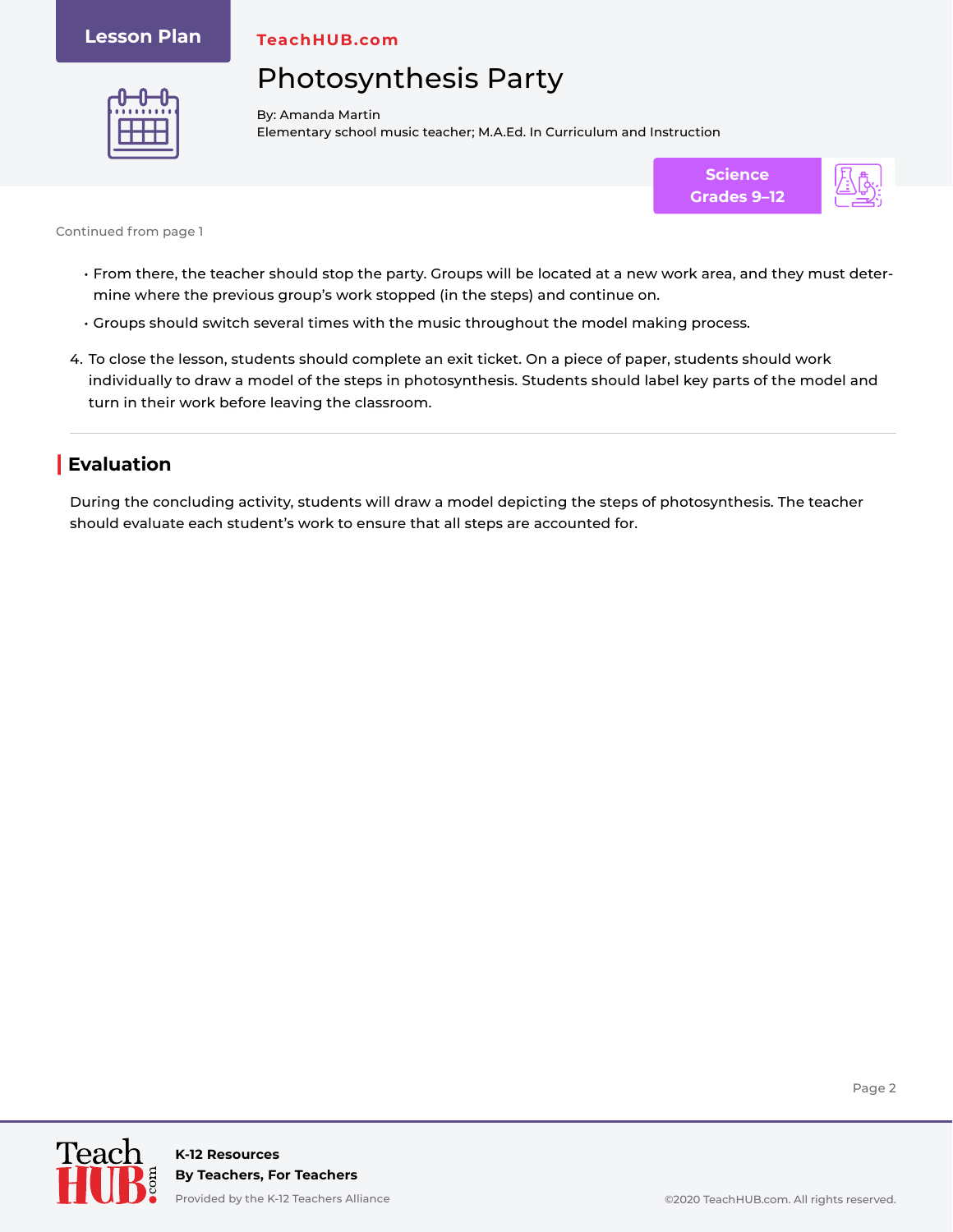Continued from page 1

- From there, the teacher should stop the party. Groups will be located at a new work area, and they must determine where the previous group's work stopped (in the steps) and continue on.
- Groups should switch several times with the music throughout the model making process.

4. To close the lesson, students should complete an exit ticket. On a piece of paper, students should work individually to draw a model of the steps in photosynthesis. Students should label key parts of the model and turn in their work before leaving the classroom.

---

## Evaluation

During the concluding activity, students will draw a model depicting the steps of photosynthesis. The teacher should evaluate each student's work to ensure that all steps are accounted for.